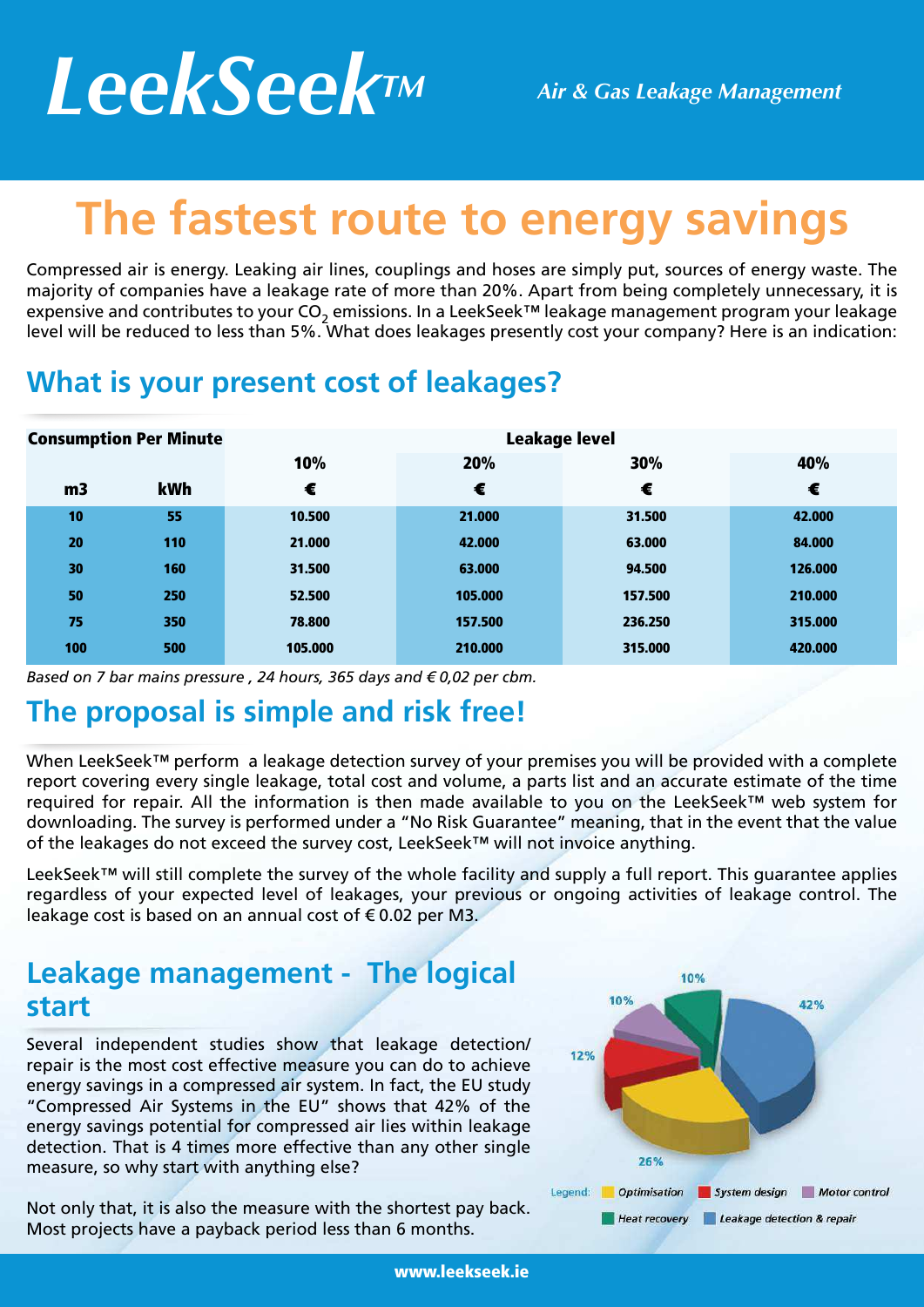# LeekSeek™

*Air & Gas Leakage Management*

# The fastest route to energy savings

Compressed air is energy. Leaking air lines, couplings and hoses are simply put, sources of energy waste. The majority of companies have a leakage rate of more than 20%. Apart from being completely unnecessary, it is expensive and contributes to your $CO_2$ emissions. In a LeekSeek™ leakage management program your leakage level will be reduced to less than 5%. What does leakages presently cost your company? Here is an indication:

## What is your present cost of leakages?

| Consumption Per Minute | | Leakage level | | | |
|---|---|---|---|---|---|
| | | 10% | 20% | 30% | 40% |
| m3 | kWh | € | € | € | € |
| 10 | 55 | 10.500 | 21.000 | 31.500 | 42.000 |
| 20 | 110 | 21.000 | 42.000 | 63.000 | 84.000 |
| 30 | 160 | 31.500 | 63.000 | 94.500 | 126.000 |
| 50 | 250 | 52.500 | 105.000 | 157.500 | 210.000 |
| 75 | 350 | 78.800 | 157.500 | 236.250 | 315.000 |
| 100 | 500 | 105.000 | 210.000 | 315.000 | 420.000 |

*Based on 7 bar mains pressure , 24 hours, 365 days and € 0,02 per cbm.*

## The proposal is simple and risk free!

When LeekSeek™ perform a leakage detection survey of your premises you will be provided with a complete report covering every single leakage, total cost and volume, a parts list and an accurate estimate of the time required for repair. All the information is then made available to you on the LeekSeek™ web system for downloading. The survey is performed under a "No Risk Guarantee" meaning, that in the event that the value of the leakages do not exceed the survey cost, LeekSeek™ will not invoice anything.

LeekSeek™ will still complete the survey of the whole facility and supply a full report. This guarantee applies regardless of your expected level of leakages, your previous or ongoing activities of leakage control. The leakage cost is based on an annual cost of € 0.02 per M3.

## Leakage management - The logical start

Several independent studies show that leakage detection/ repair is the most cost effective measure you can do to achieve energy savings in a compressed air system. In fact, the EU study "Compressed Air Systems in the EU" shows that 42% of the energy savings potential for compressed air lies within leakage detection. That is 4 times more effective than any other single measure, so why start with anything else?

Not only that, it is also the measure with the shortest pay back. Most projects have a payback period less than 6 months.

42%, 26%, 12%, 10%, 10%

Legend: Optimisation, System design, Motor control, Heat recovery, Leakage detection & repair

www.leekseek.ie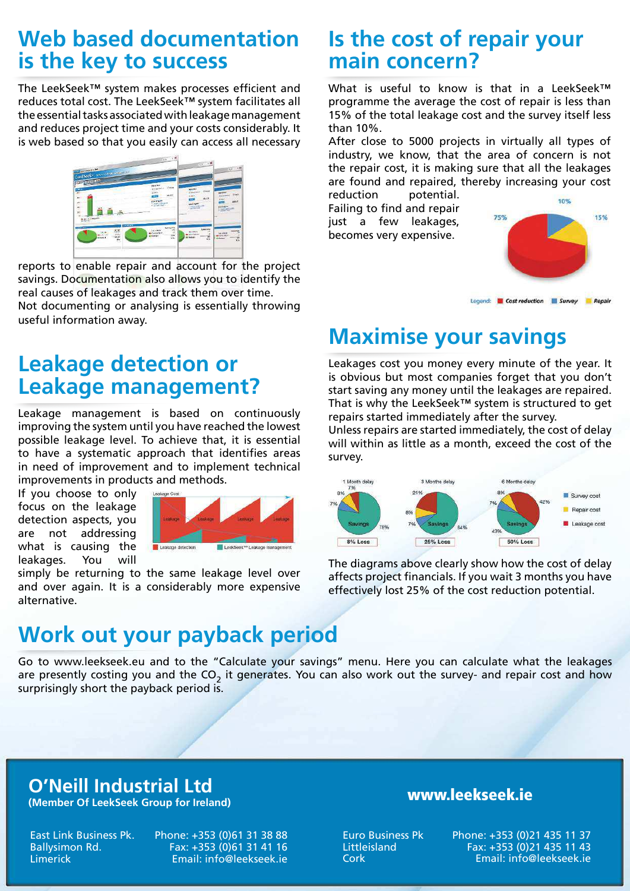## Web based documentation is the key to success

The LeekSeek™ system makes processes efficient and reduces total cost. The LeekSeek™ system facilitates all the essential tasks associated with leakage management and reduces project time and your costs considerably. It is web based so that you easily can access all necessary reports to enable repair and account for the project savings. Documentation also allows you to identify the real causes of leakages and track them over time.

Not documenting or analysing is essentially throwing useful information away.

## Leakage detection or Leakage management?

Leakage management is based on continuously improving the system until you have reached the lowest possible leakage level. To achieve that, it is essential to have a systematic approach that identifies areas in need of improvement and to implement technical improvements in products and methods.

If you choose to only focus on the leakage detection aspects, you are not addressing what is causing the leakages. You will simply be returning to the same leakage level over and over again. It is a considerably more expensive alternative.

Leakage Cost

Leakage Leakage Leakage Leakage

Leakage detection    LeekSeek™ Leakage management

## Is the cost of repair your main concern?

What is useful to know is that in a LeekSeek™ programme the average the cost of repair is less than 15% of the total leakage cost and the survey itself less than 10%.

After close to 5000 projects in virtually all types of industry, we know, that the area of concern is not the repair cost, it is making sure that all the leakages are found and repaired, thereby increasing your cost reduction potential.

Failing to find and repair just a few leakages, becomes very expensive.

10%
75%
15%

Legend: Cost reduction  Survey  Repair

## Maximise your savings

Leakages cost you money every minute of the year. It is obvious but most companies forget that you don't start saving any money until the leakages are repaired. That is why the LeekSeek™ system is structured to get repairs started immediately after the survey.

Unless repairs are started immediately, the cost of delay will within as little as a month, exceed the cost of the survey.

1 Month delay
7%
8%
7%
Savings
78%
8% Loss

3 Months delay
21%
8%
7%
Savings
64%
25% Loss

6 Months delay
8%
7%
42%
Savings
43%
50% Loss

Survey cost
Repair cost
Leakage cost

The diagrams above clearly show how the cost of delay affects project financials. If you wait 3 months you have effectively lost 25% of the cost reduction potential.

## Work out your payback period

Go to www.leekseek.eu and to the "Calculate your savings" menu. Here you can calculate what the leakages are presently costing you and the $CO_2$ it generates. You can also work out the survey- and repair cost and how surprisingly short the payback period is.

**O'Neill Industrial Ltd**
**(Member Of LeekSeek Group for Ireland)**

**www.leekseek.ie**

East Link Business Pk.
Ballysimon Rd.
Limerick

Phone: +353 (0)61 31 38 88
Fax: +353 (0)61 31 41 16
Email: info@leekseek.ie

Euro Business Pk
Littleisland
Cork

Phone: +353 (0)21 435 11 37
Fax: +353 (0)21 435 11 43
Email: info@leekseek.ie